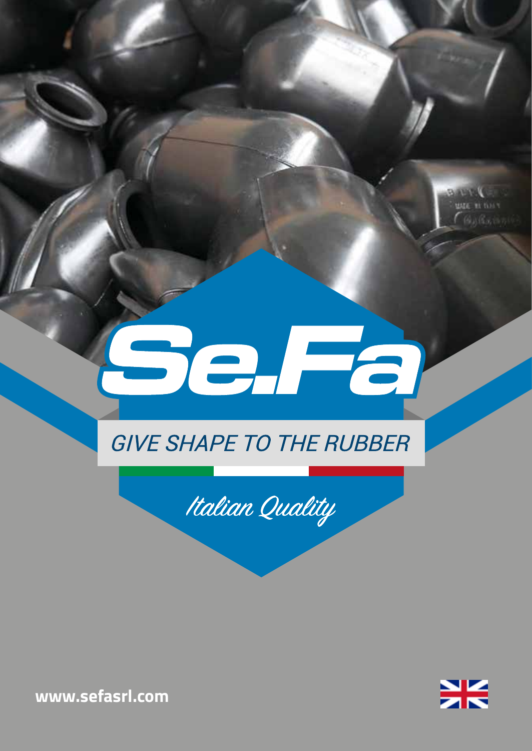# Se.Fa

## GIVE SHAPE TO THE RUBBER

*Italian Quality*

**www.sefasrl.com**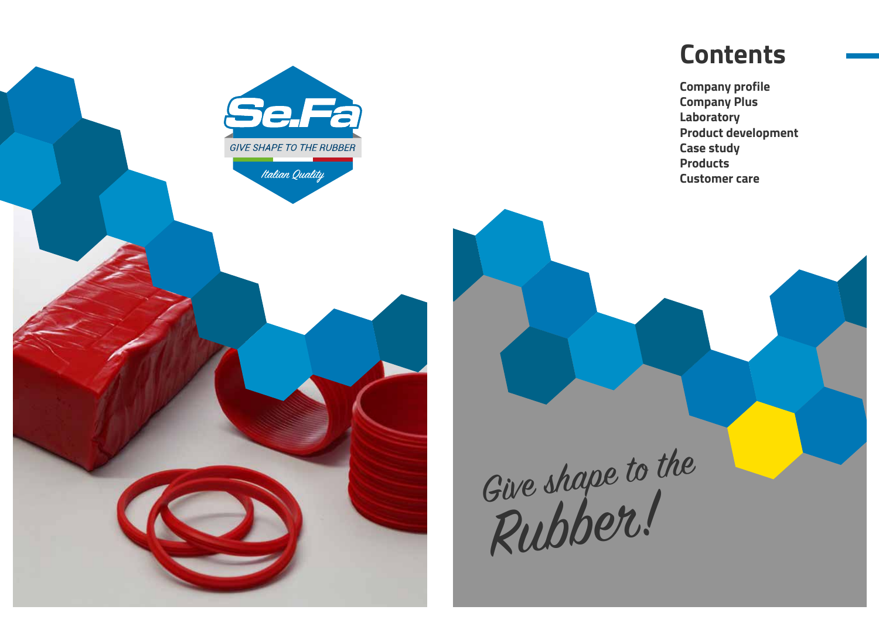Se.Fa

GIVE SHAPE TO THE RUBBER

*Italian Quality*

# Contents

**Company profile**
**Company Plus**
**Laboratory**
**Product development**
**Case study**
**Products**
**Customer care**

*Give shape to the Rubber!*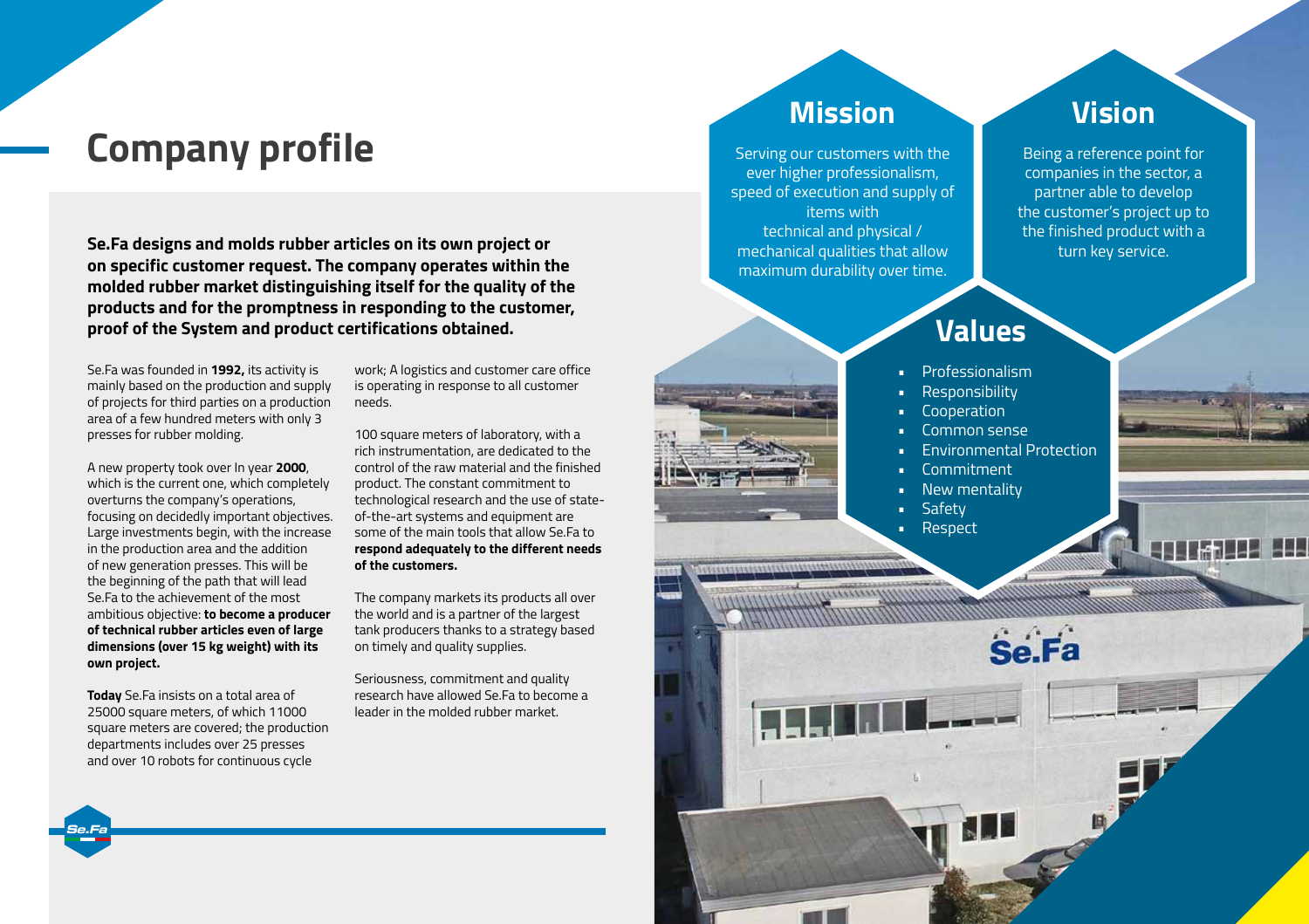# Company profile

**Se.Fa designs and molds rubber articles on its own project or on specific customer request. The company operates within the molded rubber market distinguishing itself for the quality of the products and for the promptness in responding to the customer, proof of the System and product certifications obtained.**

Se.Fa was founded in **1992,** its activity is mainly based on the production and supply of projects for third parties on a production area of a few hundred meters with only 3 presses for rubber molding.

A new property took over In year **2000**, which is the current one, which completely overturns the company's operations, focusing on decidedly important objectives. Large investments begin, with the increase in the production area and the addition of new generation presses. This will be the beginning of the path that will lead Se.Fa to the achievement of the most ambitious objective: **to become a producer of technical rubber articles even of large dimensions (over 15 kg weight) with its own project.**

**Today** Se.Fa insists on a total area of 25000 square meters, of which 11000 square meters are covered; the production departments includes over 25 presses and over 10 robots for continuous cycle work; A logistics and customer care office is operating in response to all customer needs.

100 square meters of laboratory, with a rich instrumentation, are dedicated to the control of the raw material and the finished product. The constant commitment to technological research and the use of state-of-the-art systems and equipment are some of the main tools that allow Se.Fa to **respond adequately to the different needs of the customers.**

The company markets its products all over the world and is a partner of the largest tank producers thanks to a strategy based on timely and quality supplies.

Seriousness, commitment and quality research have allowed Se.Fa to become a leader in the molded rubber market.

## Mission

Serving our customers with the ever higher professionalism, speed of execution and supply of items with technical and physical / mechanical qualities that allow maximum durability over time.

## Vision

Being a reference point for companies in the sector, a partner able to develop the customer's project up to the finished product with a turn key service.

## Values

- Professionalism
- Responsibility
- Cooperation
- Common sense
- Environmental Protection
- Commitment
- New mentality
- Safety
- Respect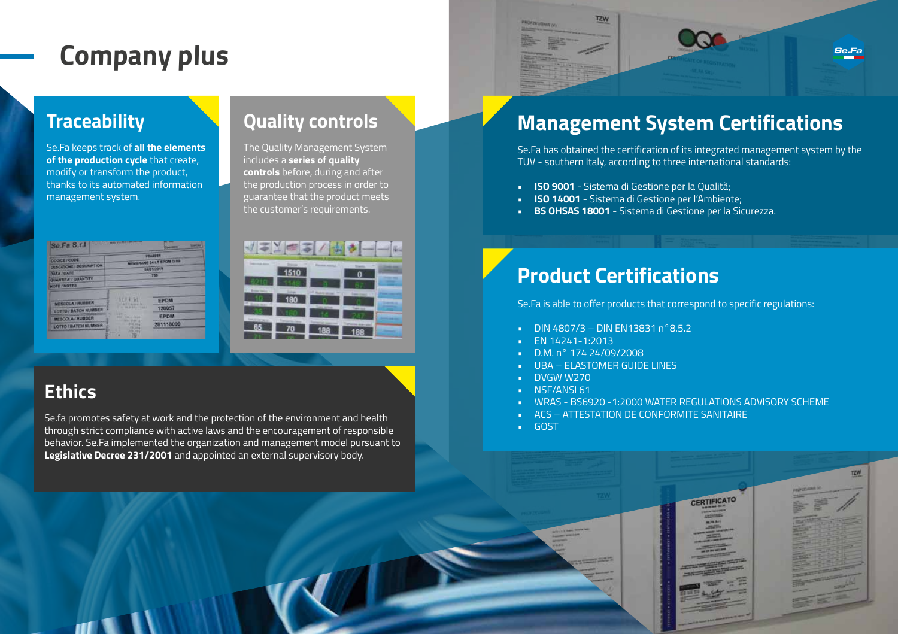# Company plus

## Traceability

Se.Fa keeps track of **all the elements of the production cycle** that create, modify or transform the product, thanks to its automated information management system.

## Quality controls

The Quality Management System includes a **series of quality controls** before, during and after the production process in order to guarantee that the product meets the customer's requirements.

## Ethics

Se.fa promotes safety at work and the protection of the environment and health through strict compliance with active laws and the encouragement of responsible behavior. Se.Fa implemented the organization and management model pursuant to **Legislative Decree 231/2001** and appointed an external supervisory body.

## Management System Certifications

Se.Fa has obtained the certification of its integrated management system by the TUV - southern Italy, according to three international standards:

- **ISO 9001** - Sistema di Gestione per la Qualità;
- **ISO 14001** - Sistema di Gestione per l'Ambiente;
- **BS OHSAS 18001** - Sistema di Gestione per la Sicurezza.

## Product Certifications

Se.Fa is able to offer products that correspond to specific regulations:

- DIN 4807/3 – DIN EN13831 n°8.5.2
- EN 14241-1:2013
- D.M. n° 174 24/09/2008
- UBA – ELASTOMER GUIDE LINES
- DVGW W270
- NSF/ANSI 61
- WRAS - BS6920 -1:2000 WATER REGULATIONS ADVISORY SCHEME
- ACS – ATTESTATION DE CONFORMITE SANITAIRE
- GOST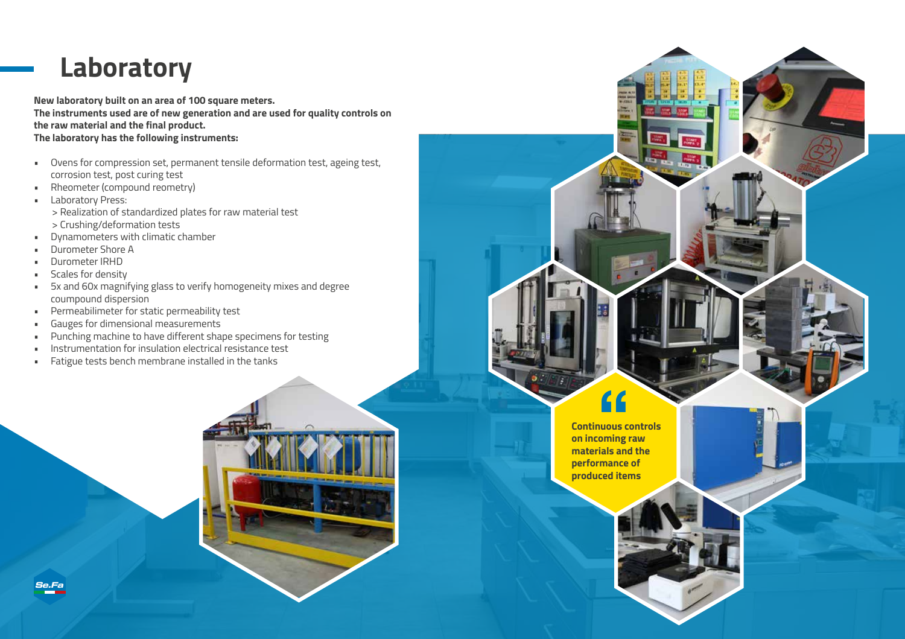# Laboratory

**New laboratory built on an area of 100 square meters.**
**The instruments used are of new generation and are used for quality controls on the raw material and the final product.**
**The laboratory has the following instruments:**

- Ovens for compression set, permanent tensile deformation test, ageing test, corrosion test, post curing test
- Rheometer (compound reometry)
- Laboratory Press:
  > Realization of standardized plates for raw material test
  > Crushing/deformation tests
- Dynamometers with climatic chamber
- Durometer Shore A
- Durometer IRHD
- Scales for density
- 5x and 60x magnifying glass to verify homogeneity mixes and degree coumpound dispersion
- Permeabilimeter for static permeability test
- Gauges for dimensional measurements
- Punching machine to have different shape specimens for testing
- Instrumentation for insulation electrical resistance test
- Fatigue tests bench membrane installed in the tanks

**"Continuous controls on incoming raw materials and the performance of produced items**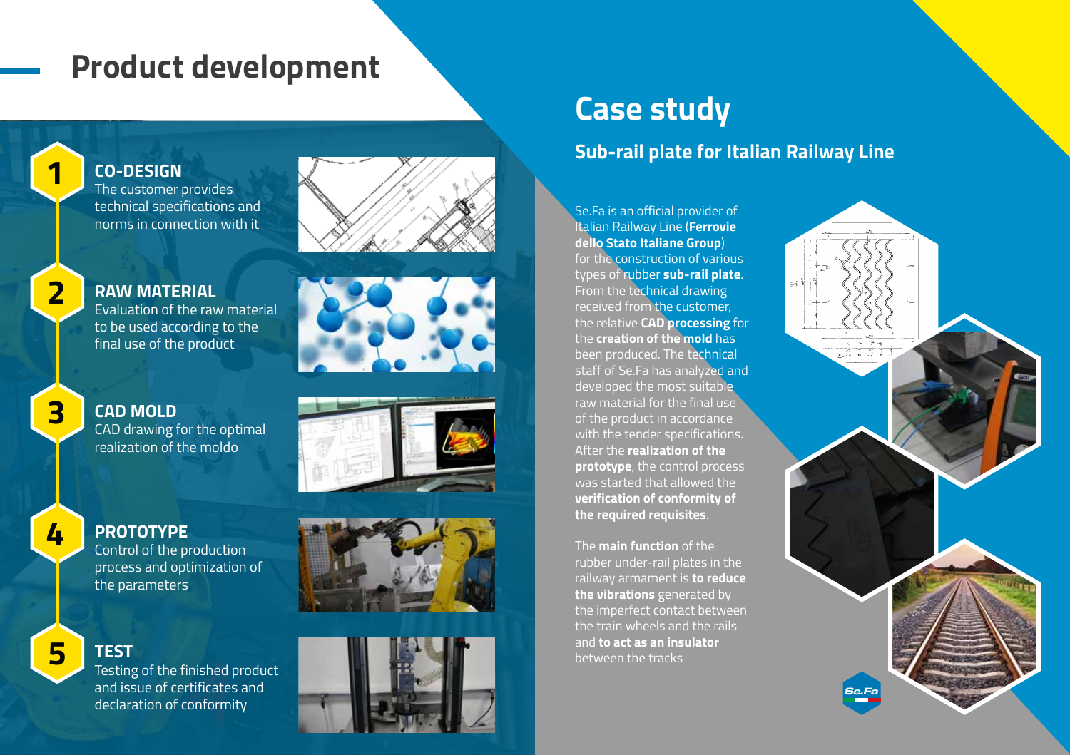# Product development

## 1 CO-DESIGN

The customer provides technical specifications and norms in connection with it

## 2 RAW MATERIAL

Evaluation of the raw material to be used according to the final use of the product

## 3 CAD MOLD

CAD drawing for the optimal realization of the moldo

## 4 PROTOTYPE

Control of the production process and optimization of the parameters

## 5 TEST

Testing of the finished product and issue of certificates and declaration of conformity

# Case study

## Sub-rail plate for Italian Railway Line

Se.Fa is an official provider of Italian Railway Line (**Ferrovie dello Stato Italiane Group**) for the construction of various types of rubber **sub-rail plate**. From the technical drawing received from the customer, the relative **CAD processing** for the **creation of the mold** has been produced. The technical staff of Se.Fa has analyzed and developed the most suitable raw material for the final use of the product in accordance with the tender specifications. After the **realization of the prototype**, the control process was started that allowed the **verification of conformity of the required requisites**.

The **main function** of the rubber under-rail plates in the railway armament is **to reduce the vibrations** generated by the imperfect contact between the train wheels and the rails and **to act as an insulator** between the tracks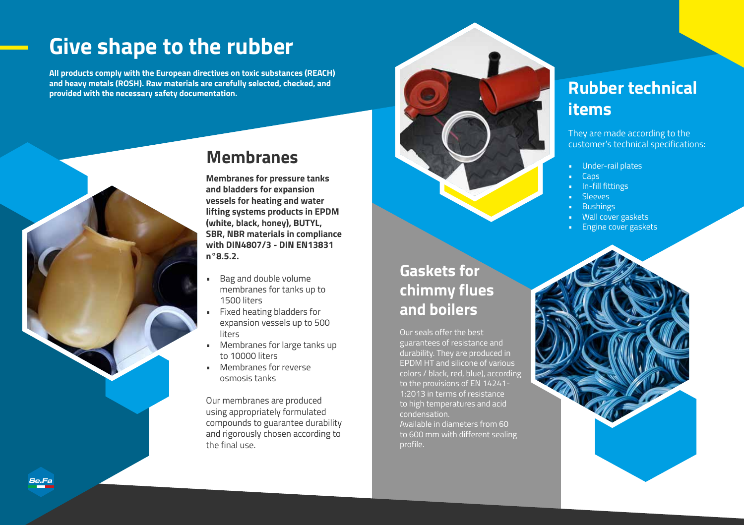# Give shape to the rubber

**All products comply with the European directives on toxic substances (REACH) and heavy metals (ROSH). Raw materials are carefully selected, checked, and provided with the necessary safety documentation.**

## Membranes

**Membranes for pressure tanks and bladders for expansion vessels for heating and water lifting systems products in EPDM (white, black, honey), BUTYL, SBR, NBR materials in compliance with DIN4807/3 - DIN EN13831 n°8.5.2.**

- Bag and double volume membranes for tanks up to 1500 liters
- Fixed heating bladders for expansion vessels up to 500 liters
- Membranes for large tanks up to 10000 liters
- Membranes for reverse osmosis tanks

Our membranes are produced using appropriately formulated compounds to guarantee durability and rigorously chosen according to the final use.

## Gaskets for chimmy flues and boilers

Our seals offer the best guarantees of resistance and durability. They are produced in EPDM HT and silicone of various colors / black, red, blue), according to the provisions of EN 14241-1:2013 in terms of resistance to high temperatures and acid condensation.
Available in diameters from 60 to 600 mm with different sealing profile.

## Rubber technical items

They are made according to the customer's technical specifications:

- Under-rail plates
- Caps
- In-fill fittings
- Sleeves
- Bushings
- Wall cover gaskets
- Engine cover gaskets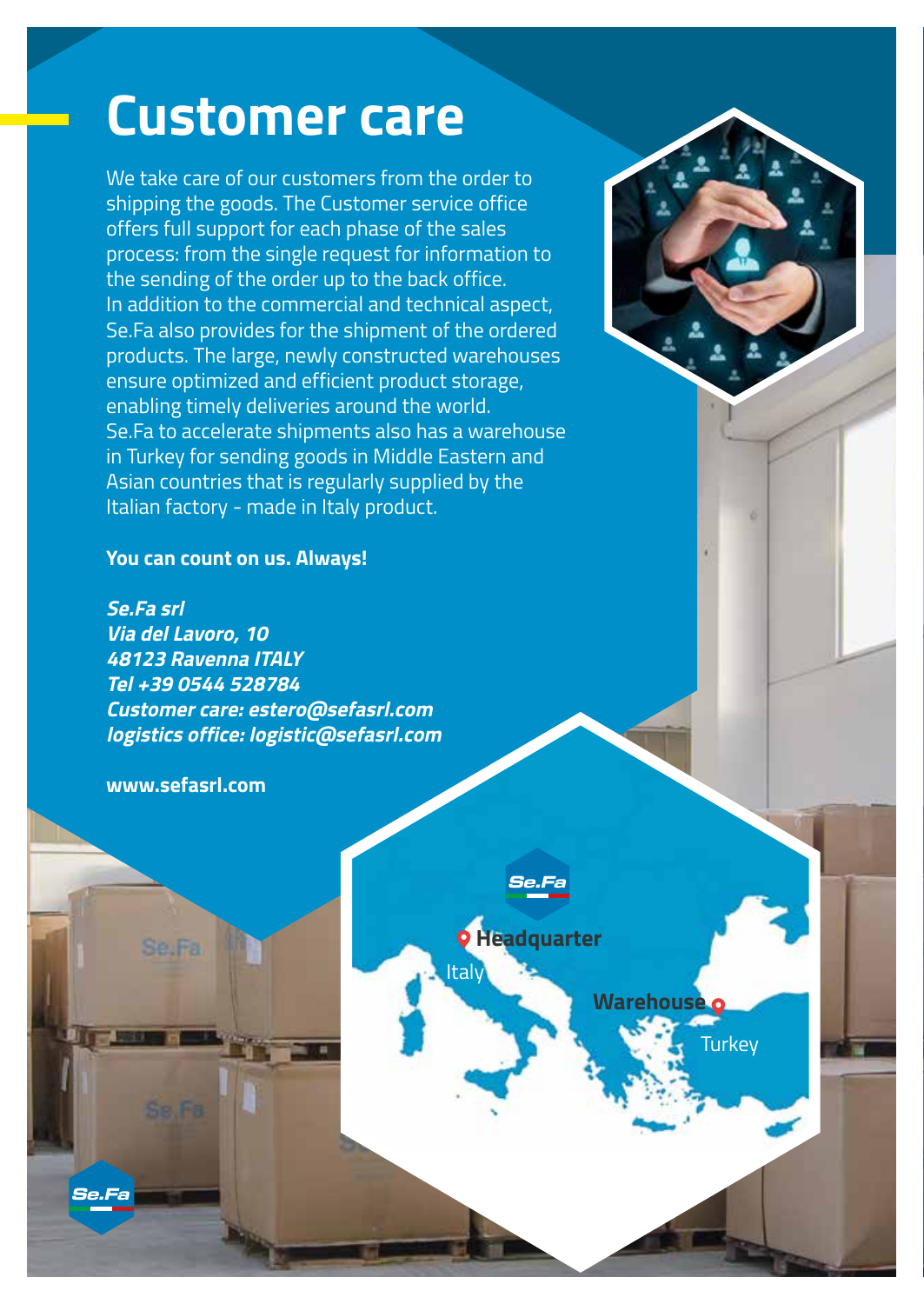# Customer care

We take care of our customers from the order to shipping the goods. The Customer service office offers full support for each phase of the sales process: from the single request for information to the sending of the order up to the back office.
In addition to the commercial and technical aspect, Se.Fa also provides for the shipment of the ordered products. The large, newly constructed warehouses ensure optimized and efficient product storage, enabling timely deliveries around the world.
Se.Fa to accelerate shipments also has a warehouse in Turkey for sending goods in Middle Eastern and Asian countries that is regularly supplied by the Italian factory - made in Italy product.

**You can count on us. Always!**

***Se.Fa srl***
***Via del Lavoro, 10***
***48123 Ravenna ITALY***
***Tel +39 0544 528784***
***Customer care: estero@sefasrl.com***
***logistics office: logistic@sefasrl.com***

**www.sefasrl.com**

Se.Fa

**Headquarter**
Italy

**Warehouse**
Turkey